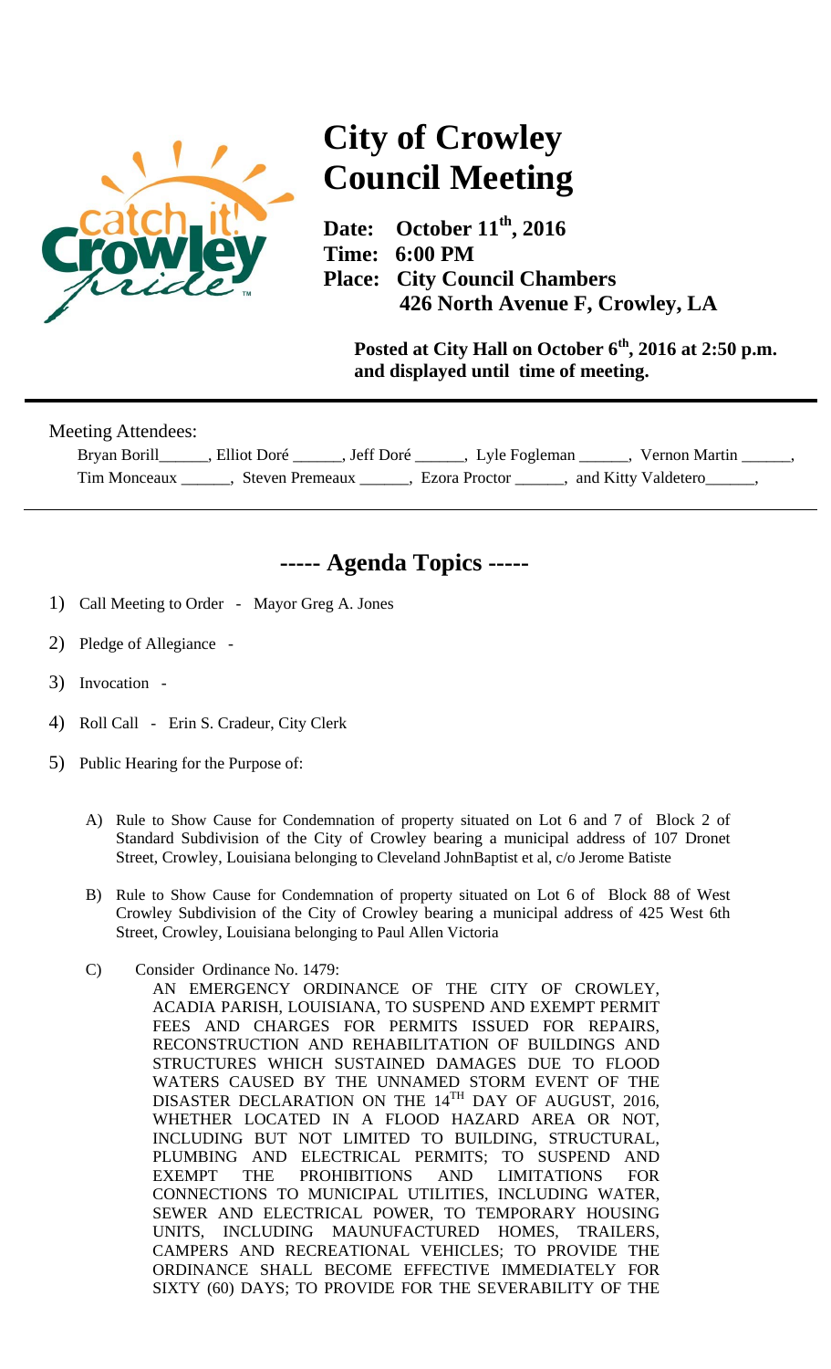# City of Crowley Council Meeting

**Date: October 11th, 2016**
**Time: 6:00 PM**
**Place: City Council Chambers**
**426 North Avenue F, Crowley, LA**

**Posted at City Hall on October 6th, 2016 at 2:50 p.m. and displayed until time of meeting.**

---

Meeting Attendees:

Bryan Borill______, Elliot Doré ______, Jeff Doré ______, Lyle Fogleman ______, Vernon Martin ______, Tim Monceaux ______, Steven Premeaux ______, Ezora Proctor ______, and Kitty Valdetero______,

---

## ----- Agenda Topics -----

1) Call Meeting to Order - Mayor Greg A. Jones

2) Pledge of Allegiance -

3) Invocation -

4) Roll Call - Erin S. Cradeur, City Clerk

5) Public Hearing for the Purpose of:

   A) Rule to Show Cause for Condemnation of property situated on Lot 6 and 7 of Block 2 of Standard Subdivision of the City of Crowley bearing a municipal address of 107 Dronet Street, Crowley, Louisiana belonging to Cleveland JohnBaptist et al, c/o Jerome Batiste

   B) Rule to Show Cause for Condemnation of property situated on Lot 6 of Block 88 of West Crowley Subdivision of the City of Crowley bearing a municipal address of 425 West 6th Street, Crowley, Louisiana belonging to Paul Allen Victoria

   C) Consider Ordinance No. 1479:

      AN EMERGENCY ORDINANCE OF THE CITY OF CROWLEY, ACADIA PARISH, LOUISIANA, TO SUSPEND AND EXEMPT PERMIT FEES AND CHARGES FOR PERMITS ISSUED FOR REPAIRS, RECONSTRUCTION AND REHABILITATION OF BUILDINGS AND STRUCTURES WHICH SUSTAINED DAMAGES DUE TO FLOOD WATERS CAUSED BY THE UNNAMED STORM EVENT OF THE DISASTER DECLARATION ON THE 14TH DAY OF AUGUST, 2016, WHETHER LOCATED IN A FLOOD HAZARD AREA OR NOT, INCLUDING BUT NOT LIMITED TO BUILDING, STRUCTURAL, PLUMBING AND ELECTRICAL PERMITS; TO SUSPEND AND EXEMPT THE PROHIBITIONS AND LIMITATIONS FOR CONNECTIONS TO MUNICIPAL UTILITIES, INCLUDING WATER, SEWER AND ELECTRICAL POWER, TO TEMPORARY HOUSING UNITS, INCLUDING MAUNUFACTURED HOMES, TRAILERS, CAMPERS AND RECREATIONAL VEHICLES; TO PROVIDE THE ORDINANCE SHALL BECOME EFFECTIVE IMMEDIATELY FOR SIXTY (60) DAYS; TO PROVIDE FOR THE SEVERABILITY OF THE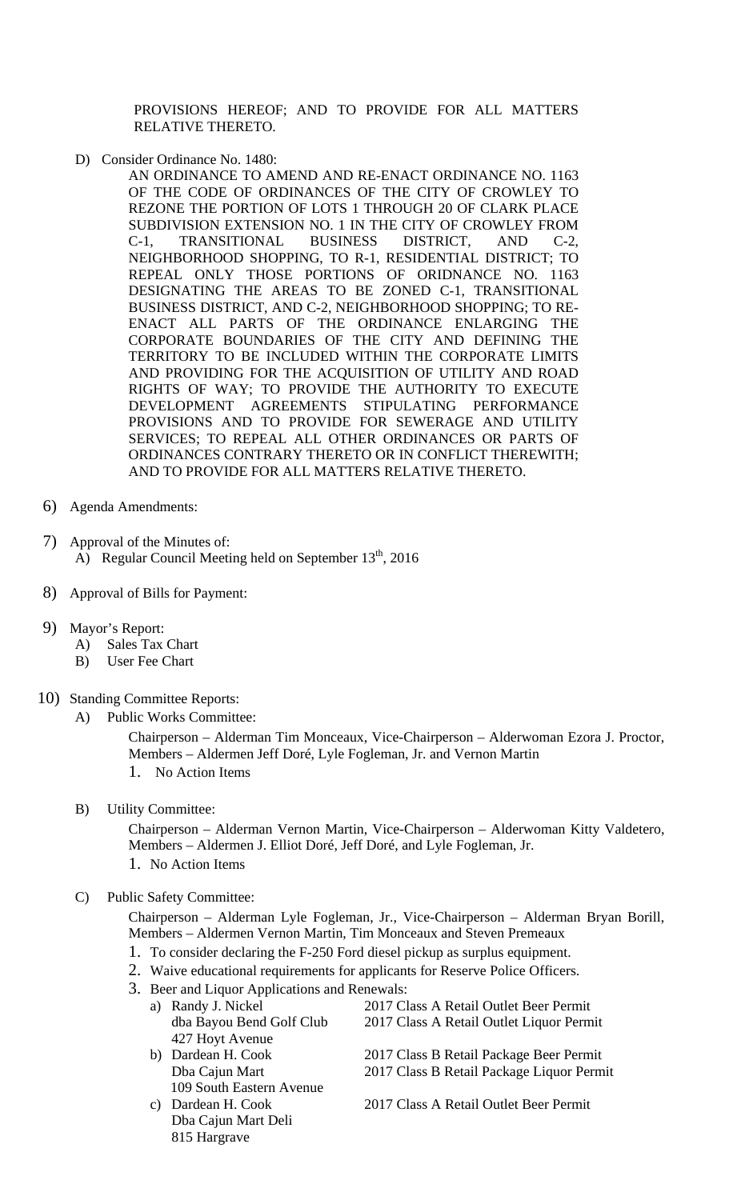PROVISIONS HEREOF; AND TO PROVIDE FOR ALL MATTERS RELATIVE THERETO.

D) Consider Ordinance No. 1480:

AN ORDINANCE TO AMEND AND RE-ENACT ORDINANCE NO. 1163 OF THE CODE OF ORDINANCES OF THE CITY OF CROWLEY TO REZONE THE PORTION OF LOTS 1 THROUGH 20 OF CLARK PLACE SUBDIVISION EXTENSION NO. 1 IN THE CITY OF CROWLEY FROM C-1, TRANSITIONAL BUSINESS DISTRICT, AND C-2, NEIGHBORHOOD SHOPPING, TO R-1, RESIDENTIAL DISTRICT; TO REPEAL ONLY THOSE PORTIONS OF ORIDNANCE NO. 1163 DESIGNATING THE AREAS TO BE ZONED C-1, TRANSITIONAL BUSINESS DISTRICT, AND C-2, NEIGHBORHOOD SHOPPING; TO RE-ENACT ALL PARTS OF THE ORDINANCE ENLARGING THE CORPORATE BOUNDARIES OF THE CITY AND DEFINING THE TERRITORY TO BE INCLUDED WITHIN THE CORPORATE LIMITS AND PROVIDING FOR THE ACQUISITION OF UTILITY AND ROAD RIGHTS OF WAY; TO PROVIDE THE AUTHORITY TO EXECUTE DEVELOPMENT AGREEMENTS STIPULATING PERFORMANCE PROVISIONS AND TO PROVIDE FOR SEWERAGE AND UTILITY SERVICES; TO REPEAL ALL OTHER ORDINANCES OR PARTS OF ORDINANCES CONTRARY THERETO OR IN CONFLICT THEREWITH; AND TO PROVIDE FOR ALL MATTERS RELATIVE THERETO.

6) Agenda Amendments:

7) Approval of the Minutes of:
   A) Regular Council Meeting held on September 13th, 2016

8) Approval of Bills for Payment:

9) Mayor's Report:
   A) Sales Tax Chart
   B) User Fee Chart

10) Standing Committee Reports:

   A) Public Works Committee:

   Chairperson – Alderman Tim Monceaux, Vice-Chairperson – Alderwoman Ezora J. Proctor, Members – Aldermen Jeff Doré, Lyle Fogleman, Jr. and Vernon Martin

   1. No Action Items

   B) Utility Committee:

   Chairperson – Alderman Vernon Martin, Vice-Chairperson – Alderwoman Kitty Valdetero, Members – Aldermen J. Elliot Doré, Jeff Doré, and Lyle Fogleman, Jr.

   1. No Action Items

   C) Public Safety Committee:

   Chairperson – Alderman Lyle Fogleman, Jr., Vice-Chairperson – Alderman Bryan Borill, Members – Aldermen Vernon Martin, Tim Monceaux and Steven Premeaux

   1. To consider declaring the F-250 Ford diesel pickup as surplus equipment.
   2. Waive educational requirements for applicants for Reserve Police Officers.
   3. Beer and Liquor Applications and Renewals:
      a) Randy J. Nickel, dba Bayou Bend Golf Club, 427 Hoyt Avenue — 2017 Class A Retail Outlet Beer Permit; 2017 Class A Retail Outlet Liquor Permit
      b) Dardean H. Cook, Dba Cajun Mart, 109 South Eastern Avenue — 2017 Class B Retail Package Beer Permit; 2017 Class B Retail Package Liquor Permit
      c) Dardean H. Cook, Dba Cajun Mart Deli, 815 Hargrave — 2017 Class A Retail Outlet Beer Permit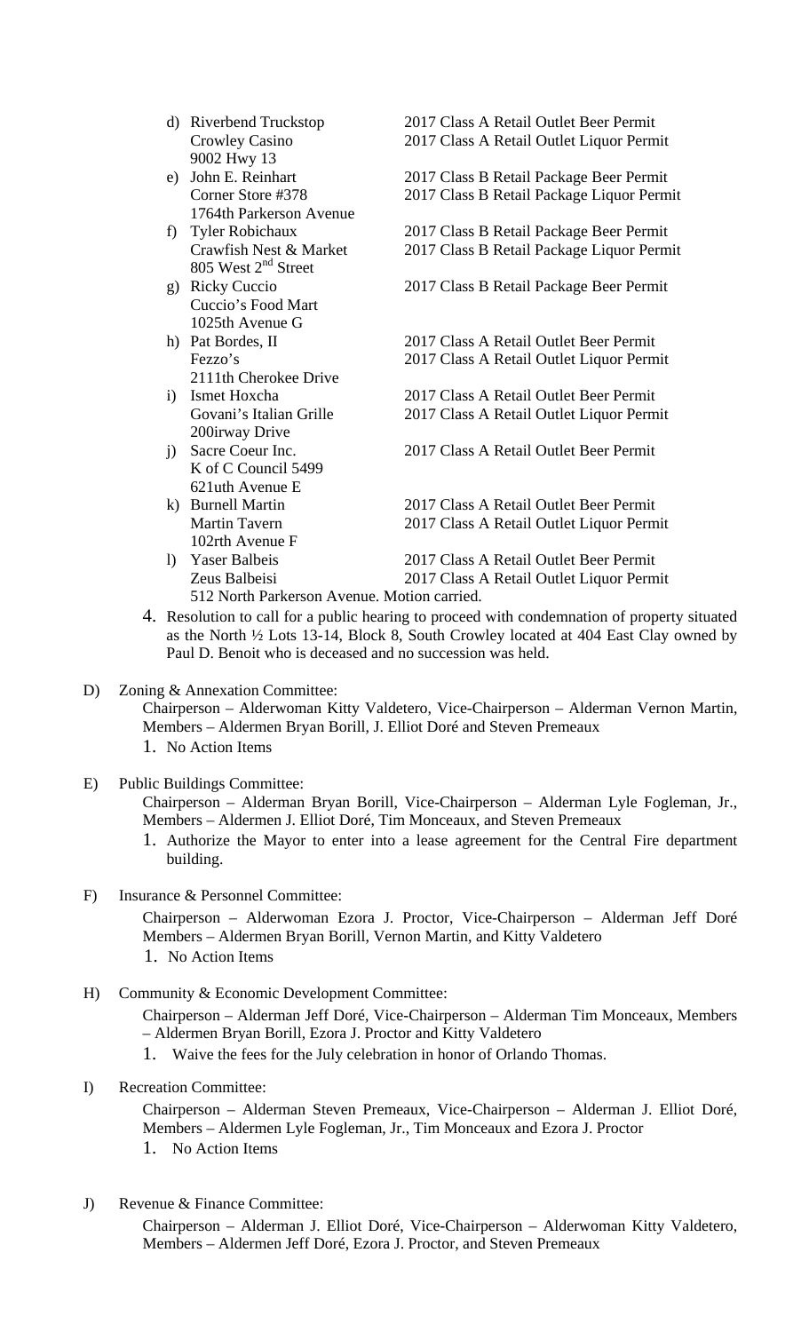d) Riverbend Truckstop — 2017 Class A Retail Outlet Beer Permit
   Crowley Casino — 2017 Class A Retail Outlet Liquor Permit
   9002 Hwy 13

e) John E. Reinhart — 2017 Class B Retail Package Beer Permit
   Corner Store #378 — 2017 Class B Retail Package Liquor Permit
   1764th Parkerson Avenue

f) Tyler Robichaux — 2017 Class B Retail Package Beer Permit
   Crawfish Nest & Market — 2017 Class B Retail Package Liquor Permit
   805 West 2nd Street

g) Ricky Cuccio — 2017 Class B Retail Package Beer Permit
   Cuccio's Food Mart
   1025th Avenue G

h) Pat Bordes, II — 2017 Class A Retail Outlet Beer Permit
   Fezzo's — 2017 Class A Retail Outlet Liquor Permit
   2111th Cherokee Drive

i) Ismet Hoxcha — 2017 Class A Retail Outlet Beer Permit
   Govani's Italian Grille — 2017 Class A Retail Outlet Liquor Permit
   200irway Drive

j) Sacre Coeur Inc. — 2017 Class A Retail Outlet Beer Permit
   K of C Council 5499
   621uth Avenue E

k) Burnell Martin — 2017 Class A Retail Outlet Beer Permit
   Martin Tavern — 2017 Class A Retail Outlet Liquor Permit
   102rth Avenue F

l) Yaser Balbeis — 2017 Class A Retail Outlet Beer Permit
   Zeus Balbeisi — 2017 Class A Retail Outlet Liquor Permit
   512 North Parkerson Avenue. Motion carried.

4. Resolution to call for a public hearing to proceed with condemnation of property situated as the North ½ Lots 13-14, Block 8, South Crowley located at 404 East Clay owned by Paul D. Benoit who is deceased and no succession was held.

D) Zoning & Annexation Committee:

Chairperson – Alderwoman Kitty Valdetero, Vice-Chairperson – Alderman Vernon Martin, Members – Aldermen Bryan Borill, J. Elliot Doré and Steven Premeaux

1. No Action Items

E) Public Buildings Committee:

Chairperson – Alderman Bryan Borill, Vice-Chairperson – Alderman Lyle Fogleman, Jr., Members – Aldermen J. Elliot Doré, Tim Monceaux, and Steven Premeaux

1. Authorize the Mayor to enter into a lease agreement for the Central Fire department building.

F) Insurance & Personnel Committee:

Chairperson – Alderwoman Ezora J. Proctor, Vice-Chairperson – Alderman Jeff Doré Members – Aldermen Bryan Borill, Vernon Martin, and Kitty Valdetero

1. No Action Items

H) Community & Economic Development Committee:

Chairperson – Alderman Jeff Doré, Vice-Chairperson – Alderman Tim Monceaux, Members – Aldermen Bryan Borill, Ezora J. Proctor and Kitty Valdetero

1. Waive the fees for the July celebration in honor of Orlando Thomas.

I) Recreation Committee:

Chairperson – Alderman Steven Premeaux, Vice-Chairperson – Alderman J. Elliot Doré, Members – Aldermen Lyle Fogleman, Jr., Tim Monceaux and Ezora J. Proctor

1. No Action Items

J) Revenue & Finance Committee:

Chairperson – Alderman J. Elliot Doré, Vice-Chairperson – Alderwoman Kitty Valdetero, Members – Aldermen Jeff Doré, Ezora J. Proctor, and Steven Premeaux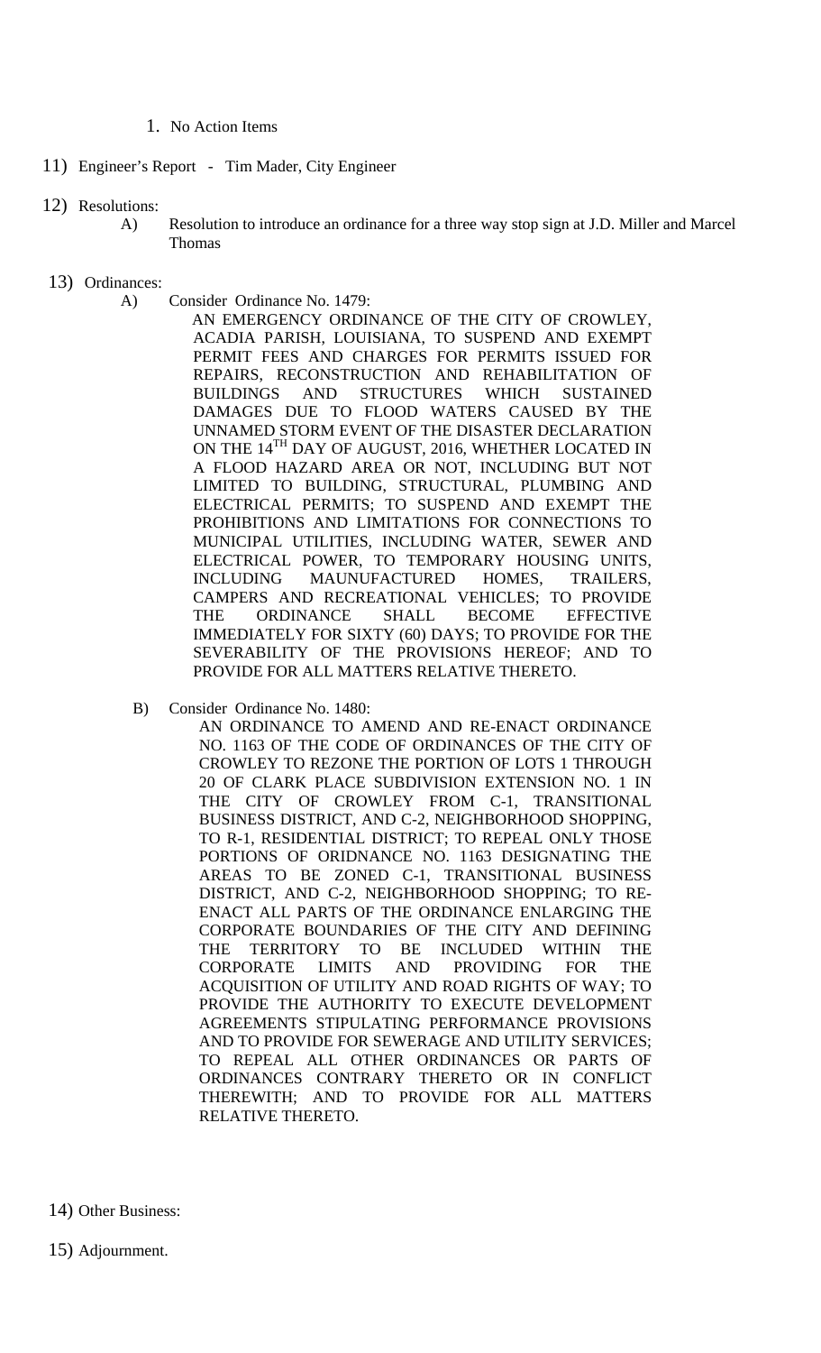1. No Action Items

11) Engineer's Report - Tim Mader, City Engineer

12) Resolutions:

   A) Resolution to introduce an ordinance for a three way stop sign at J.D. Miller and Marcel Thomas

13) Ordinances:

   A) Consider Ordinance No. 1479:

      AN EMERGENCY ORDINANCE OF THE CITY OF CROWLEY, ACADIA PARISH, LOUISIANA, TO SUSPEND AND EXEMPT PERMIT FEES AND CHARGES FOR PERMITS ISSUED FOR REPAIRS, RECONSTRUCTION AND REHABILITATION OF BUILDINGS AND STRUCTURES WHICH SUSTAINED DAMAGES DUE TO FLOOD WATERS CAUSED BY THE UNNAMED STORM EVENT OF THE DISASTER DECLARATION ON THE 14TH DAY OF AUGUST, 2016, WHETHER LOCATED IN A FLOOD HAZARD AREA OR NOT, INCLUDING BUT NOT LIMITED TO BUILDING, STRUCTURAL, PLUMBING AND ELECTRICAL PERMITS; TO SUSPEND AND EXEMPT THE PROHIBITIONS AND LIMITATIONS FOR CONNECTIONS TO MUNICIPAL UTILITIES, INCLUDING WATER, SEWER AND ELECTRICAL POWER, TO TEMPORARY HOUSING UNITS, INCLUDING MAUNUFACTURED HOMES, TRAILERS, CAMPERS AND RECREATIONAL VEHICLES; TO PROVIDE THE ORDINANCE SHALL BECOME EFFECTIVE IMMEDIATELY FOR SIXTY (60) DAYS; TO PROVIDE FOR THE SEVERABILITY OF THE PROVISIONS HEREOF; AND TO PROVIDE FOR ALL MATTERS RELATIVE THERETO.

   B) Consider Ordinance No. 1480:

      AN ORDINANCE TO AMEND AND RE-ENACT ORDINANCE NO. 1163 OF THE CODE OF ORDINANCES OF THE CITY OF CROWLEY TO REZONE THE PORTION OF LOTS 1 THROUGH 20 OF CLARK PLACE SUBDIVISION EXTENSION NO. 1 IN THE CITY OF CROWLEY FROM C-1, TRANSITIONAL BUSINESS DISTRICT, AND C-2, NEIGHBORHOOD SHOPPING, TO R-1, RESIDENTIAL DISTRICT; TO REPEAL ONLY THOSE PORTIONS OF ORIDNANCE NO. 1163 DESIGNATING THE AREAS TO BE ZONED C-1, TRANSITIONAL BUSINESS DISTRICT, AND C-2, NEIGHBORHOOD SHOPPING; TO RE-ENACT ALL PARTS OF THE ORDINANCE ENLARGING THE CORPORATE BOUNDARIES OF THE CITY AND DEFINING THE TERRITORY TO BE INCLUDED WITHIN THE CORPORATE LIMITS AND PROVIDING FOR THE ACQUISITION OF UTILITY AND ROAD RIGHTS OF WAY; TO PROVIDE THE AUTHORITY TO EXECUTE DEVELOPMENT AGREEMENTS STIPULATING PERFORMANCE PROVISIONS AND TO PROVIDE FOR SEWERAGE AND UTILITY SERVICES; TO REPEAL ALL OTHER ORDINANCES OR PARTS OF ORDINANCES CONTRARY THERETO OR IN CONFLICT THEREWITH; AND TO PROVIDE FOR ALL MATTERS RELATIVE THERETO.

14) Other Business:

15) Adjournment.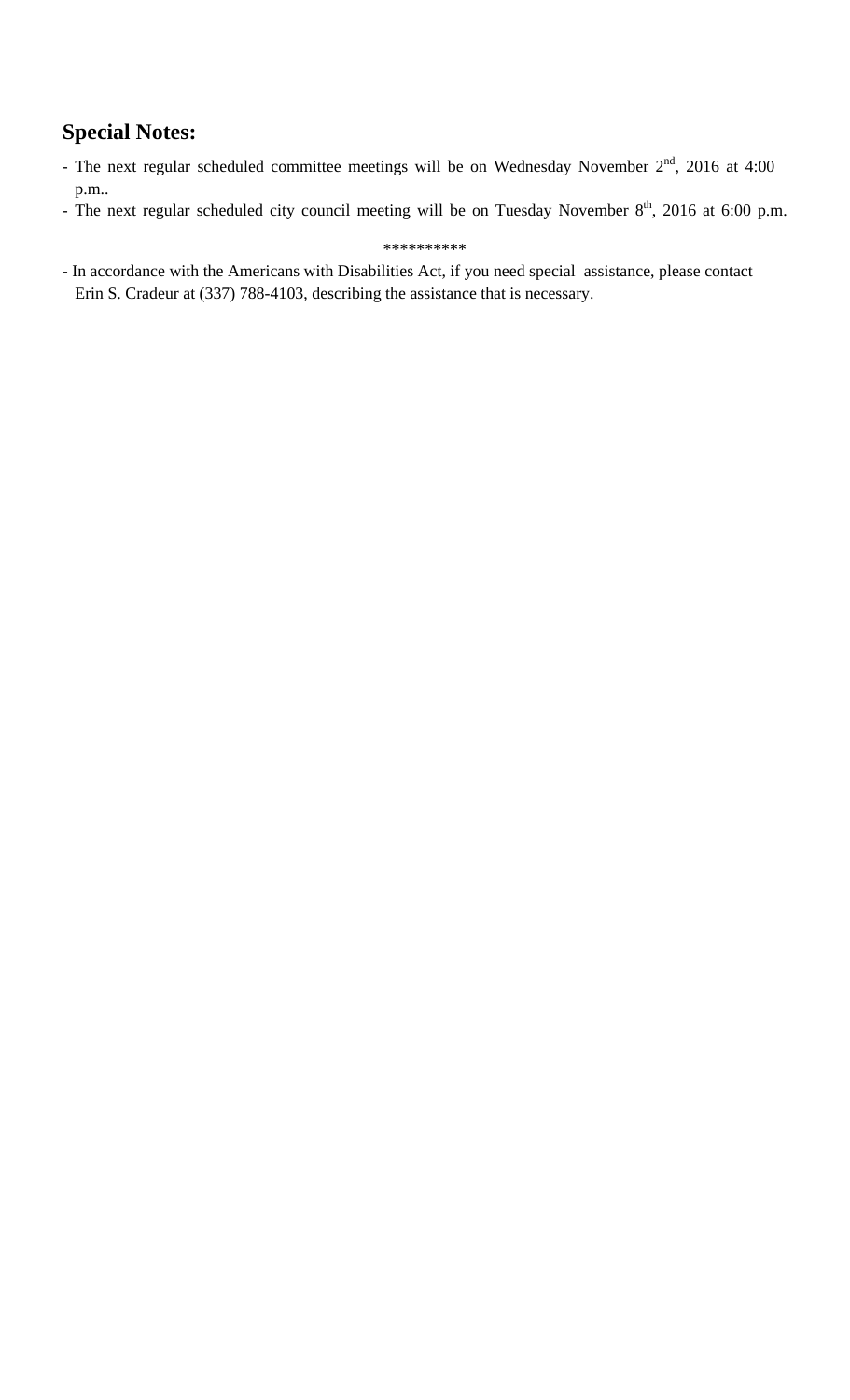## Special Notes:

- The next regular scheduled committee meetings will be on Wednesday November 2nd, 2016 at 4:00 p.m..
- The next regular scheduled city council meeting will be on Tuesday November 8th, 2016 at 6:00 p.m.

**********

- In accordance with the Americans with Disabilities Act, if you need special assistance, please contact Erin S. Cradeur at (337) 788-4103, describing the assistance that is necessary.